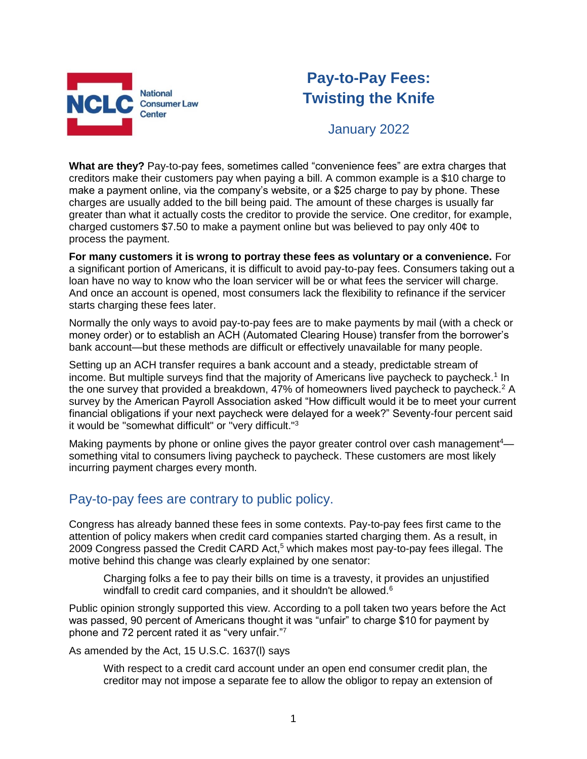NCLC National Consumer Law Center

# Pay-to-Pay Fees: Twisting the Knife

January 2022

**What are they?** Pay-to-pay fees, sometimes called "convenience fees" are extra charges that creditors make their customers pay when paying a bill. A common example is a $10 charge to make a payment online, via the company's website, or a $25 charge to pay by phone. These charges are usually added to the bill being paid. The amount of these charges is usually far greater than what it actually costs the creditor to provide the service. One creditor, for example, charged customers $7.50 to make a payment online but was believed to pay only 40¢ to process the payment.

**For many customers it is wrong to portray these fees as voluntary or a convenience.** For a significant portion of Americans, it is difficult to avoid pay-to-pay fees. Consumers taking out a loan have no way to know who the loan servicer will be or what fees the servicer will charge. And once an account is opened, most consumers lack the flexibility to refinance if the servicer starts charging these fees later.

Normally the only ways to avoid pay-to-pay fees are to make payments by mail (with a check or money order) or to establish an ACH (Automated Clearing House) transfer from the borrower's bank account—but these methods are difficult or effectively unavailable for many people.

Setting up an ACH transfer requires a bank account and a steady, predictable stream of income. But multiple surveys find that the majority of Americans live paycheck to paycheck.[1] In the one survey that provided a breakdown, 47% of homeowners lived paycheck to paycheck.[2] A survey by the American Payroll Association asked "How difficult would it be to meet your current financial obligations if your next paycheck were delayed for a week?" Seventy-four percent said it would be "somewhat difficult" or "very difficult."[3]

Making payments by phone or online gives the payor greater control over cash management[4]—something vital to consumers living paycheck to paycheck. These customers are most likely incurring payment charges every month.

## Pay-to-pay fees are contrary to public policy.

Congress has already banned these fees in some contexts. Pay-to-pay fees first came to the attention of policy makers when credit card companies started charging them. As a result, in 2009 Congress passed the Credit CARD Act,[5] which makes most pay-to-pay fees illegal. The motive behind this change was clearly explained by one senator:

> Charging folks a fee to pay their bills on time is a travesty, it provides an unjustified windfall to credit card companies, and it shouldn't be allowed.[6]

Public opinion strongly supported this view. According to a poll taken two years before the Act was passed, 90 percent of Americans thought it was "unfair" to charge $10 for payment by phone and 72 percent rated it as "very unfair."[7]

As amended by the Act, 15 U.S.C. 1637(l) says

> With respect to a credit card account under an open end consumer credit plan, the creditor may not impose a separate fee to allow the obligor to repay an extension of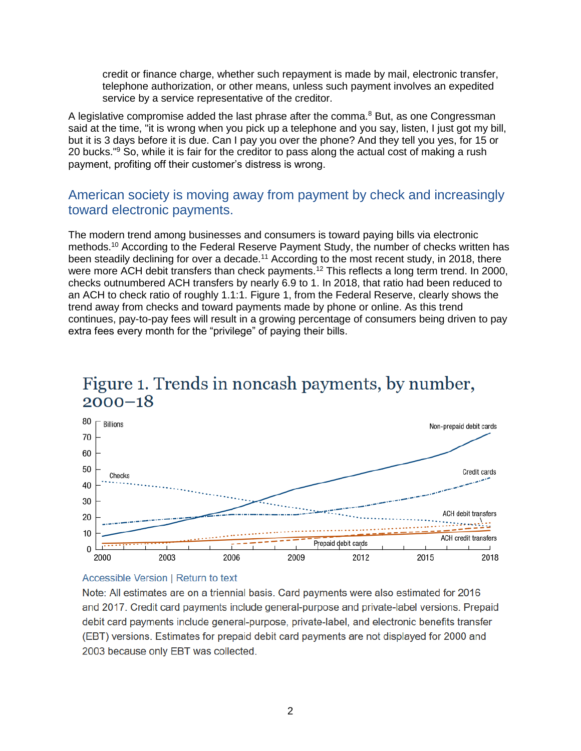credit or finance charge, whether such repayment is made by mail, electronic transfer, telephone authorization, or other means, unless such payment involves an expedited service by a service representative of the creditor.

A legislative compromise added the last phrase after the comma.[8] But, as one Congressman said at the time, "it is wrong when you pick up a telephone and you say, listen, I just got my bill, but it is 3 days before it is due. Can I pay you over the phone? And they tell you yes, for 15 or 20 bucks."[9] So, while it is fair for the creditor to pass along the actual cost of making a rush payment, profiting off their customer's distress is wrong.

## American society is moving away from payment by check and increasingly toward electronic payments.

The modern trend among businesses and consumers is toward paying bills via electronic methods.[10] According to the Federal Reserve Payment Study, the number of checks written has been steadily declining for over a decade.[11] According to the most recent study, in 2018, there were more ACH debit transfers than check payments.[12] This reflects a long term trend. In 2000, checks outnumbered ACH transfers by nearly 6.9 to 1. In 2018, that ratio had been reduced to an ACH to check ratio of roughly 1.1:1. Figure 1, from the Federal Reserve, clearly shows the trend away from checks and toward payments made by phone or online. As this trend continues, pay-to-pay fees will result in a growing percentage of consumers being driven to pay extra fees every month for the "privilege" of paying their bills.

### Figure 1. Trends in noncash payments, by number, 2000–18

Accessible Version | Return to text

Note: All estimates are on a triennial basis. Card payments were also estimated for 2016 and 2017. Credit card payments include general-purpose and private-label versions. Prepaid debit card payments include general-purpose, private-label, and electronic benefits transfer (EBT) versions. Estimates for prepaid debit card payments are not displayed for 2000 and 2003 because only EBT was collected.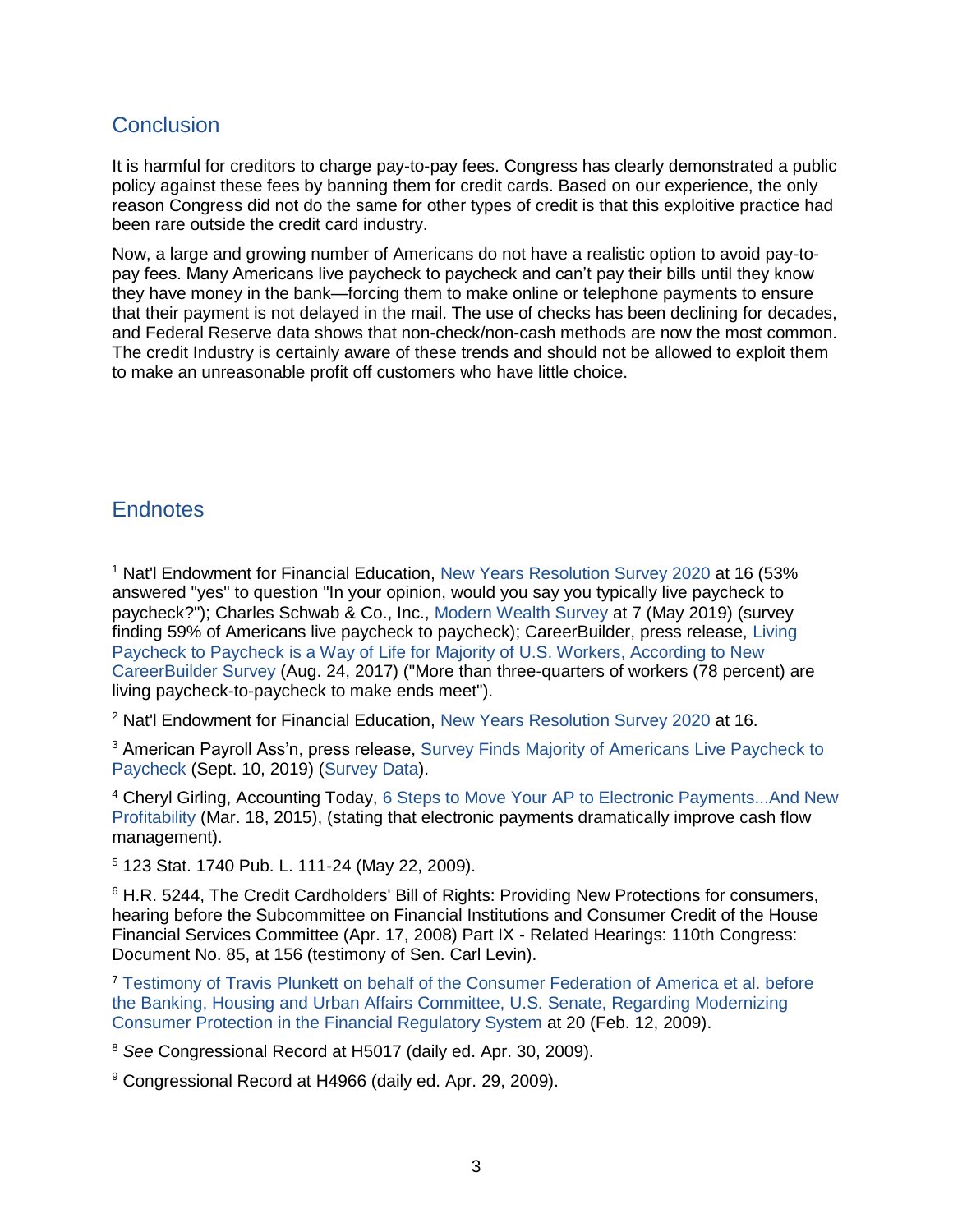## Conclusion

It is harmful for creditors to charge pay-to-pay fees. Congress has clearly demonstrated a public policy against these fees by banning them for credit cards. Based on our experience, the only reason Congress did not do the same for other types of credit is that this exploitive practice had been rare outside the credit card industry.

Now, a large and growing number of Americans do not have a realistic option to avoid pay-to-pay fees. Many Americans live paycheck to paycheck and can't pay their bills until they know they have money in the bank—forcing them to make online or telephone payments to ensure that their payment is not delayed in the mail. The use of checks has been declining for decades, and Federal Reserve data shows that non-check/non-cash methods are now the most common. The credit Industry is certainly aware of these trends and should not be allowed to exploit them to make an unreasonable profit off customers who have little choice.

## Endnotes

[1] Nat'l Endowment for Financial Education, New Years Resolution Survey 2020 at 16 (53% answered "yes" to question "In your opinion, would you say you typically live paycheck to paycheck?"); Charles Schwab & Co., Inc., Modern Wealth Survey at 7 (May 2019) (survey finding 59% of Americans live paycheck to paycheck); CareerBuilder, press release, Living Paycheck to Paycheck is a Way of Life for Majority of U.S. Workers, According to New CareerBuilder Survey (Aug. 24, 2017) ("More than three-quarters of workers (78 percent) are living paycheck-to-paycheck to make ends meet").

[2] Nat'l Endowment for Financial Education, New Years Resolution Survey 2020 at 16.

[3] American Payroll Ass'n, press release, Survey Finds Majority of Americans Live Paycheck to Paycheck (Sept. 10, 2019) (Survey Data).

[4] Cheryl Girling, Accounting Today, 6 Steps to Move Your AP to Electronic Payments...And New Profitability (Mar. 18, 2015), (stating that electronic payments dramatically improve cash flow management).

[5] 123 Stat. 1740 Pub. L. 111-24 (May 22, 2009).

[6] H.R. 5244, The Credit Cardholders' Bill of Rights: Providing New Protections for consumers, hearing before the Subcommittee on Financial Institutions and Consumer Credit of the House Financial Services Committee (Apr. 17, 2008) Part IX - Related Hearings: 110th Congress: Document No. 85, at 156 (testimony of Sen. Carl Levin).

[7] Testimony of Travis Plunkett on behalf of the Consumer Federation of America et al. before the Banking, Housing and Urban Affairs Committee, U.S. Senate, Regarding Modernizing Consumer Protection in the Financial Regulatory System at 20 (Feb. 12, 2009).

[8] *See* Congressional Record at H5017 (daily ed. Apr. 30, 2009).

[9] Congressional Record at H4966 (daily ed. Apr. 29, 2009).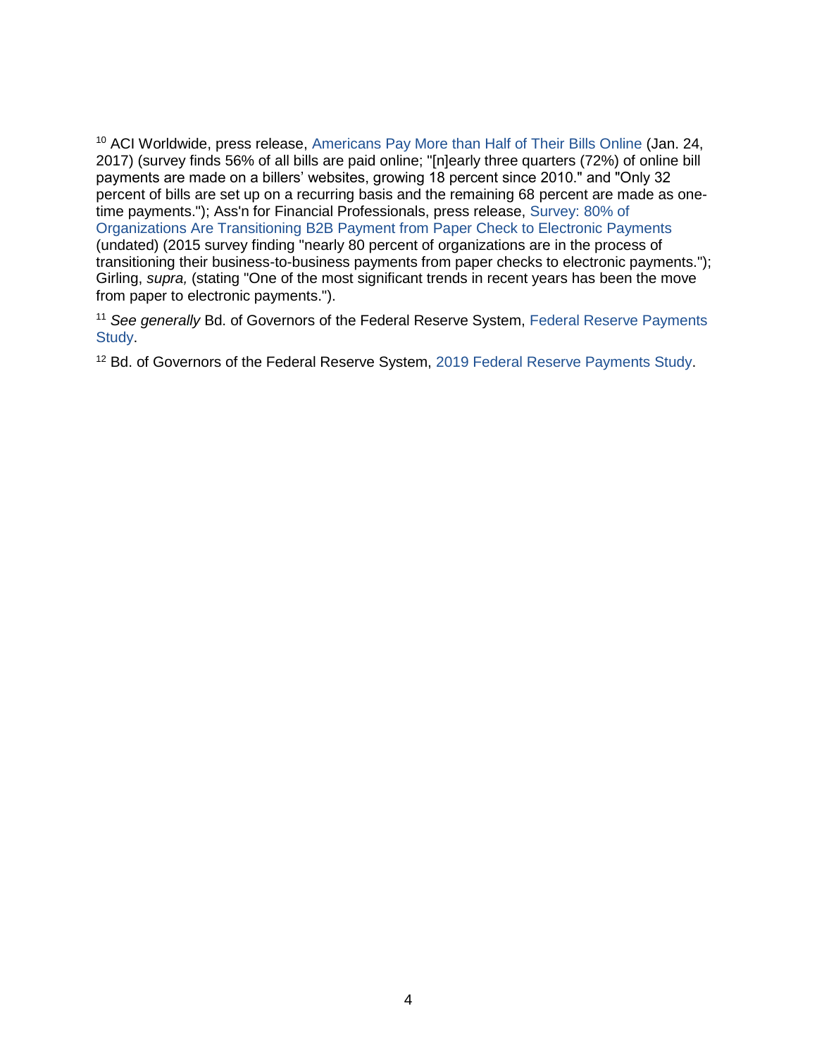[10] ACI Worldwide, press release, Americans Pay More than Half of Their Bills Online (Jan. 24, 2017) (survey finds 56% of all bills are paid online; "[n]early three quarters (72%) of online bill payments are made on a billers' websites, growing 18 percent since 2010." and "Only 32 percent of bills are set up on a recurring basis and the remaining 68 percent are made as one-time payments."); Ass'n for Financial Professionals, press release, Survey: 80% of Organizations Are Transitioning B2B Payment from Paper Check to Electronic Payments (undated) (2015 survey finding "nearly 80 percent of organizations are in the process of transitioning their business-to-business payments from paper checks to electronic payments."); Girling, *supra,* (stating "One of the most significant trends in recent years has been the move from paper to electronic payments.").

[11] *See generally* Bd. of Governors of the Federal Reserve System, Federal Reserve Payments Study.

[12] Bd. of Governors of the Federal Reserve System, 2019 Federal Reserve Payments Study.